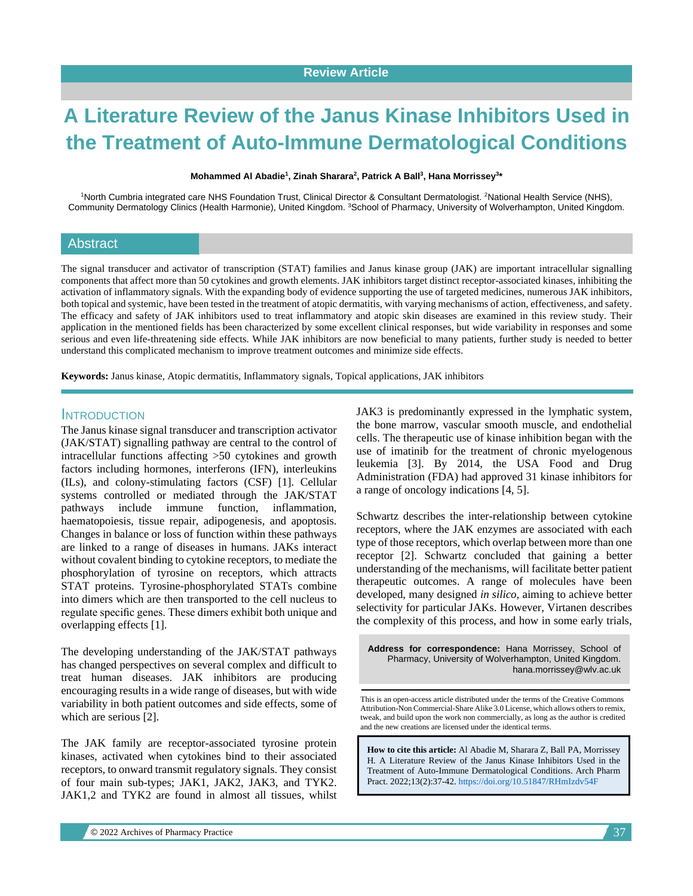Review Article

# A Literature Review of the Janus Kinase Inhibitors Used in the Treatment of Auto-Immune Dermatological Conditions

**Mohammed Al Abadie[1], Zinah Sharara[2], Patrick A Ball[3], Hana Morrissey[3]***

[1]North Cumbria integrated care NHS Foundation Trust, Clinical Director & Consultant Dermatologist. [2]National Health Service (NHS), Community Dermatology Clinics (Health Harmonie), United Kingdom. [3]School of Pharmacy, University of Wolverhampton, United Kingdom.

## Abstract

The signal transducer and activator of transcription (STAT) families and Janus kinase group (JAK) are important intracellular signalling components that affect more than 50 cytokines and growth elements. JAK inhibitors target distinct receptor-associated kinases, inhibiting the activation of inflammatory signals. With the expanding body of evidence supporting the use of targeted medicines, numerous JAK inhibitors, both topical and systemic, have been tested in the treatment of atopic dermatitis, with varying mechanisms of action, effectiveness, and safety. The efficacy and safety of JAK inhibitors used to treat inflammatory and atopic skin diseases are examined in this review study. Their application in the mentioned fields has been characterized by some excellent clinical responses, but wide variability in responses and some serious and even life-threatening side effects. While JAK inhibitors are now beneficial to many patients, further study is needed to better understand this complicated mechanism to improve treatment outcomes and minimize side effects.

**Keywords:** Janus kinase, Atopic dermatitis, Inflammatory signals, Topical applications, JAK inhibitors

## Introduction

The Janus kinase signal transducer and transcription activator (JAK/STAT) signalling pathway are central to the control of intracellular functions affecting >50 cytokines and growth factors including hormones, interferons (IFN), interleukins (ILs), and colony-stimulating factors (CSF) [1]. Cellular systems controlled or mediated through the JAK/STAT pathways include immune function, inflammation, haematopoiesis, tissue repair, adipogenesis, and apoptosis. Changes in balance or loss of function within these pathways are linked to a range of diseases in humans. JAKs interact without covalent binding to cytokine receptors, to mediate the phosphorylation of tyrosine on receptors, which attracts STAT proteins. Tyrosine-phosphorylated STATs combine into dimers which are then transported to the cell nucleus to regulate specific genes. These dimers exhibit both unique and overlapping effects [1].

The developing understanding of the JAK/STAT pathways has changed perspectives on several complex and difficult to treat human diseases. JAK inhibitors are producing encouraging results in a wide range of diseases, but with wide variability in both patient outcomes and side effects, some of which are serious [2].

The JAK family are receptor-associated tyrosine protein kinases, activated when cytokines bind to their associated receptors, to onward transmit regulatory signals. They consist of four main sub-types; JAK1, JAK2, JAK3, and TYK2. JAK1,2 and TYK2 are found in almost all tissues, whilst JAK3 is predominantly expressed in the lymphatic system, the bone marrow, vascular smooth muscle, and endothelial cells. The therapeutic use of kinase inhibition began with the use of imatinib for the treatment of chronic myelogenous leukemia [3]. By 2014, the USA Food and Drug Administration (FDA) had approved 31 kinase inhibitors for a range of oncology indications [4, 5].

Schwartz describes the inter-relationship between cytokine receptors, where the JAK enzymes are associated with each type of those receptors, which overlap between more than one receptor [2]. Schwartz concluded that gaining a better understanding of the mechanisms, will facilitate better patient therapeutic outcomes. A range of molecules have been developed, many designed *in silico*, aiming to achieve better selectivity for particular JAKs. However, Virtanen describes the complexity of this process, and how in some early trials,

**Address for correspondence:** Hana Morrissey, School of Pharmacy, University of Wolverhampton, United Kingdom. hana.morrissey@wlv.ac.uk

This is an open-access article distributed under the terms of the Creative Commons Attribution-Non Commercial-Share Alike 3.0 License, which allows others to remix, tweak, and build upon the work non commercially, as long as the author is credited and the new creations are licensed under the identical terms.

**How to cite this article:** Al Abadie M, Sharara Z, Ball PA, Morrissey H. A Literature Review of the Janus Kinase Inhibitors Used in the Treatment of Auto-Immune Dermatological Conditions. Arch Pharm Pract. 2022;13(2):37-42. https://doi.org/10.51847/RHmIzdv54F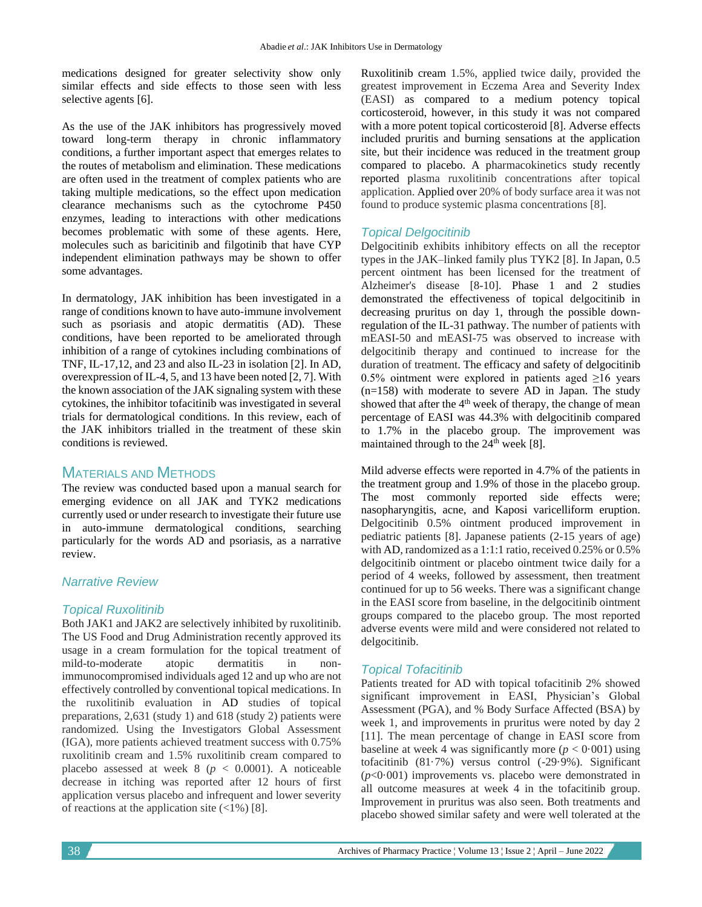medications designed for greater selectivity show only similar effects and side effects to those seen with less selective agents [6].

As the use of the JAK inhibitors has progressively moved toward long-term therapy in chronic inflammatory conditions, a further important aspect that emerges relates to the routes of metabolism and elimination. These medications are often used in the treatment of complex patients who are taking multiple medications, so the effect upon medication clearance mechanisms such as the cytochrome P450 enzymes, leading to interactions with other medications becomes problematic with some of these agents. Here, molecules such as baricitinib and filgotinib that have CYP independent elimination pathways may be shown to offer some advantages.

In dermatology, JAK inhibition has been investigated in a range of conditions known to have auto-immune involvement such as psoriasis and atopic dermatitis (AD). These conditions, have been reported to be ameliorated through inhibition of a range of cytokines including combinations of TNF, IL-17,12, and 23 and also IL-23 in isolation [2]. In AD, overexpression of IL-4, 5, and 13 have been noted [2, 7]. With the known association of the JAK signaling system with these cytokines, the inhibitor tofacitinib was investigated in several trials for dermatological conditions. In this review, each of the JAK inhibitors trialled in the treatment of these skin conditions is reviewed.

## Materials and Methods

The review was conducted based upon a manual search for emerging evidence on all JAK and TYK2 medications currently used or under research to investigate their future use in auto-immune dermatological conditions, searching particularly for the words AD and psoriasis, as a narrative review.

### *Narrative Review*

### *Topical Ruxolitinib*

Both JAK1 and JAK2 are selectively inhibited by ruxolitinib. The US Food and Drug Administration recently approved its usage in a cream formulation for the topical treatment of mild-to-moderate atopic dermatitis in non-immunocompromised individuals aged 12 and up who are not effectively controlled by conventional topical medications. In the ruxolitinib evaluation in AD studies of topical preparations, 2,631 (study 1) and 618 (study 2) patients were randomized. Using the Investigators Global Assessment (IGA), more patients achieved treatment success with 0.75% ruxolitinib cream and 1.5% ruxolitinib cream compared to placebo assessed at week 8 ($p$ < 0.0001). A noticeable decrease in itching was reported after 12 hours of first application versus placebo and infrequent and lower severity of reactions at the application site (<1%) [8].

Ruxolitinib cream 1.5%, applied twice daily, provided the greatest improvement in Eczema Area and Severity Index (EASI) as compared to a medium potency topical corticosteroid, however, in this study it was not compared with a more potent topical corticosteroid [8]. Adverse effects included pruritis and burning sensations at the application site, but their incidence was reduced in the treatment group compared to placebo. A pharmacokinetics study recently reported plasma ruxolitinib concentrations after topical application. Applied over 20% of body surface area it was not found to produce systemic plasma concentrations [8].

### *Topical Delgocitinib*

Delgocitinib exhibits inhibitory effects on all the receptor types in the JAK–linked family plus TYK2 [8]. In Japan, 0.5 percent ointment has been licensed for the treatment of Alzheimer's disease [8-10]. Phase 1 and 2 studies demonstrated the effectiveness of topical delgocitinib in decreasing pruritus on day 1, through the possible down-regulation of the IL-31 pathway. The number of patients with mEASI-50 and mEASI-75 was observed to increase with delgocitinib therapy and continued to increase for the duration of treatment. The efficacy and safety of delgocitinib 0.5% ointment were explored in patients aged ≥16 years (n=158) with moderate to severe AD in Japan. The study showed that after the 4th week of therapy, the change of mean percentage of EASI was 44.3% with delgocitinib compared to 1.7% in the placebo group. The improvement was maintained through to the 24th week [8].

Mild adverse effects were reported in 4.7% of the patients in the treatment group and 1.9% of those in the placebo group. The most commonly reported side effects were; nasopharyngitis, acne, and Kaposi varicelliform eruption. Delgocitinib 0.5% ointment produced improvement in pediatric patients [8]. Japanese patients (2-15 years of age) with AD, randomized as a 1:1:1 ratio, received 0.25% or 0.5% delgocitinib ointment or placebo ointment twice daily for a period of 4 weeks, followed by assessment, then treatment continued for up to 56 weeks. There was a significant change in the EASI score from baseline, in the delgocitinib ointment groups compared to the placebo group. The most reported adverse events were mild and were considered not related to delgocitinib.

### *Topical Tofacitinib*

Patients treated for AD with topical tofacitinib 2% showed significant improvement in EASI, Physician's Global Assessment (PGA), and % Body Surface Affected (BSA) by week 1, and improvements in pruritus were noted by day 2 [11]. The mean percentage of change in EASI score from baseline at week 4 was significantly more ($p < 0{\cdot}001$) using tofacitinib (81·7%) versus control (-29·9%). Significant ($p<0{\cdot}001$) improvements vs. placebo were demonstrated in all outcome measures at week 4 in the tofacitinib group. Improvement in pruritus was also seen. Both treatments and placebo showed similar safety and were well tolerated at the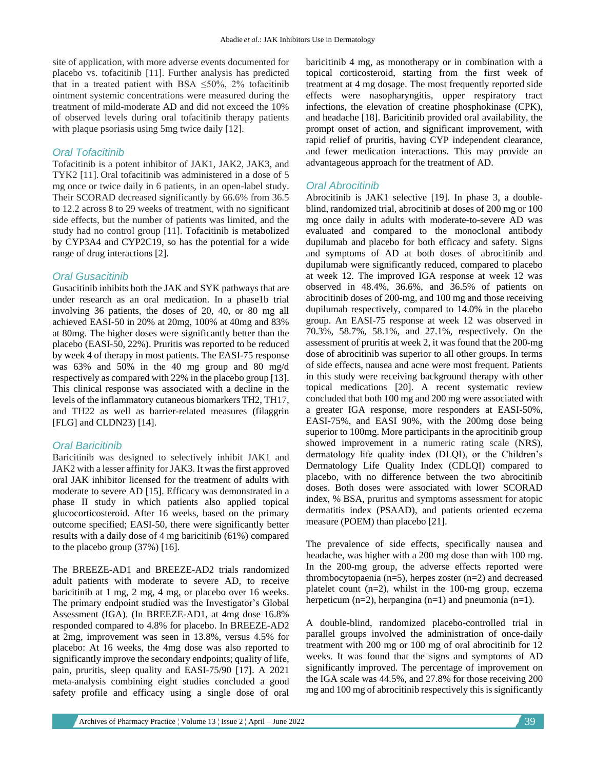site of application, with more adverse events documented for placebo vs. tofacitinib [11]. Further analysis has predicted that in a treated patient with BSA ≤50%, 2% tofacitinib ointment systemic concentrations were measured during the treatment of mild-moderate AD and did not exceed the 10% of observed levels during oral tofacitinib therapy patients with plaque psoriasis using 5mg twice daily [12].

### Oral Tofacitinib

Tofacitinib is a potent inhibitor of JAK1, JAK2, JAK3, and TYK2 [11]. Oral tofacitinib was administered in a dose of 5 mg once or twice daily in 6 patients, in an open-label study. Their SCORAD decreased significantly by 66.6% from 36.5 to 12.2 across 8 to 29 weeks of treatment, with no significant side effects, but the number of patients was limited, and the study had no control group [11]. Tofacitinib is metabolized by CYP3A4 and CYP2C19, so has the potential for a wide range of drug interactions [2].

### Oral Gusacitinib

Gusacitinib inhibits both the JAK and SYK pathways that are under research as an oral medication. In a phase1b trial involving 36 patients, the doses of 20, 40, or 80 mg all achieved EASI-50 in 20% at 20mg, 100% at 40mg and 83% at 80mg. The higher doses were significantly better than the placebo (EASI-50, 22%). Pruritis was reported to be reduced by week 4 of therapy in most patients. The EASI-75 response was 63% and 50% in the 40 mg group and 80 mg/d respectively as compared with 22% in the placebo group [13]. This clinical response was associated with a decline in the levels of the inflammatory cutaneous biomarkers TH2, TH17, and TH22 as well as barrier-related measures (filaggrin [FLG] and CLDN23) [14].

### Oral Baricitinib

Baricitinib was designed to selectively inhibit JAK1 and JAK2 with a lesser affinity for JAK3. It was the first approved oral JAK inhibitor licensed for the treatment of adults with moderate to severe AD [15]. Efficacy was demonstrated in a phase II study in which patients also applied topical glucocorticosteroid. After 16 weeks, based on the primary outcome specified; EASI-50, there were significantly better results with a daily dose of 4 mg baricitinib (61%) compared to the placebo group (37%) [16].

The BREEZE-AD1 and BREEZE-AD2 trials randomized adult patients with moderate to severe AD, to receive baricitinib at 1 mg, 2 mg, 4 mg, or placebo over 16 weeks. The primary endpoint studied was the Investigator's Global Assessment (IGA). (In BREEZE-AD1, at 4mg dose 16.8% responded compared to 4.8% for placebo. In BREEZE-AD2 at 2mg, improvement was seen in 13.8%, versus 4.5% for placebo: At 16 weeks, the 4mg dose was also reported to significantly improve the secondary endpoints; quality of life, pain, pruritis, sleep quality and EASI-75/90 [17]. A 2021 meta-analysis combining eight studies concluded a good safety profile and efficacy using a single dose of oral baricitinib 4 mg, as monotherapy or in combination with a topical corticosteroid, starting from the first week of treatment at 4 mg dosage. The most frequently reported side effects were nasopharyngitis, upper respiratory tract infections, the elevation of creatine phosphokinase (CPK), and headache [18]. Baricitinib provided oral availability, the prompt onset of action, and significant improvement, with rapid relief of pruritis, having CYP independent clearance, and fewer medication interactions. This may provide an advantageous approach for the treatment of AD.

### Oral Abrocitinib

Abrocitinib is JAK1 selective [19]. In phase 3, a double-blind, randomized trial, abrocitinib at doses of 200 mg or 100 mg once daily in adults with moderate-to-severe AD was evaluated and compared to the monoclonal antibody dupilumab and placebo for both efficacy and safety. Signs and symptoms of AD at both doses of abrocitinib and dupilumab were significantly reduced, compared to placebo at week 12. The improved IGA response at week 12 was observed in 48.4%, 36.6%, and 36.5% of patients on abrocitinib doses of 200-mg, and 100 mg and those receiving dupilumab respectively, compared to 14.0% in the placebo group. An EASI-75 response at week 12 was observed in 70.3%, 58.7%, 58.1%, and 27.1%, respectively. On the assessment of pruritis at week 2, it was found that the 200-mg dose of abrocitinib was superior to all other groups. In terms of side effects, nausea and acne were most frequent. Patients in this study were receiving background therapy with other topical medications [20]. A recent systematic review concluded that both 100 mg and 200 mg were associated with a greater IGA response, more responders at EASI-50%, EASI-75%, and EASI 90%, with the 200mg dose being superior to 100mg. More participants in the aprocitinib group showed improvement in a numeric rating scale (NRS), dermatology life quality index (DLQI), or the Children's Dermatology Life Quality Index (CDLQI) compared to placebo, with no difference between the two abrocitinib doses. Both doses were associated with lower SCORAD index, % BSA, pruritus and symptoms assessment for atopic dermatitis index (PSAAD), and patients oriented eczema measure (POEM) than placebo [21].

The prevalence of side effects, specifically nausea and headache, was higher with a 200 mg dose than with 100 mg. In the 200-mg group, the adverse effects reported were thrombocytopaenia (n=5), herpes zoster (n=2) and decreased platelet count (n=2), whilst in the 100-mg group, eczema herpeticum (n=2), herpangina (n=1) and pneumonia (n=1).

A double-blind, randomized placebo-controlled trial in parallel groups involved the administration of once-daily treatment with 200 mg or 100 mg of oral abrocitinib for 12 weeks. It was found that the signs and symptoms of AD significantly improved. The percentage of improvement on the IGA scale was 44.5%, and 27.8% for those receiving 200 mg and 100 mg of abrocitinib respectively this is significantly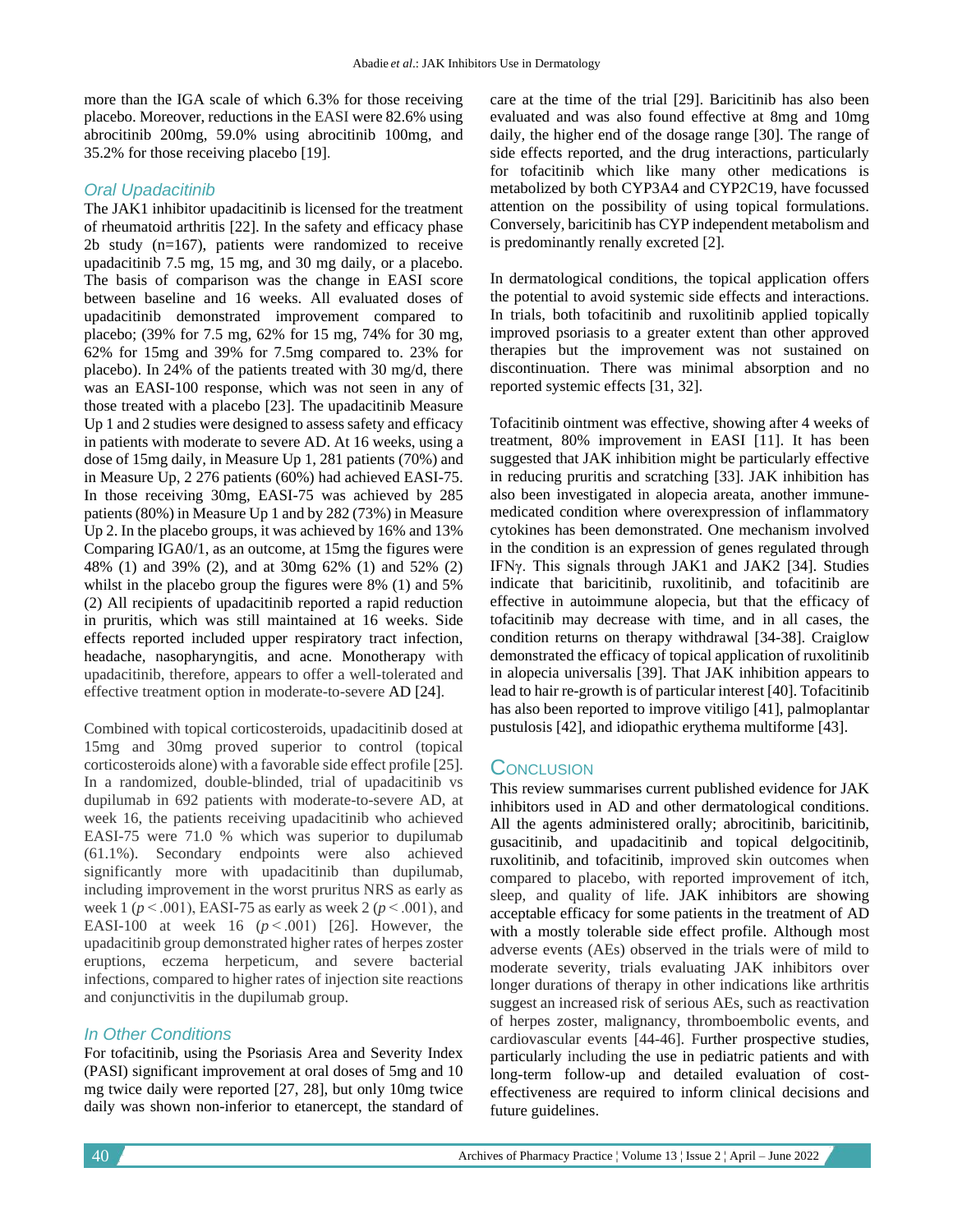more than the IGA scale of which 6.3% for those receiving placebo. Moreover, reductions in the EASI were 82.6% using abrocitinib 200mg, 59.0% using abrocitinib 100mg, and 35.2% for those receiving placebo [19].

### Oral Upadacitinib

The JAK1 inhibitor upadacitinib is licensed for the treatment of rheumatoid arthritis [22]. In the safety and efficacy phase 2b study (n=167), patients were randomized to receive upadacitinib 7.5 mg, 15 mg, and 30 mg daily, or a placebo. The basis of comparison was the change in EASI score between baseline and 16 weeks. All evaluated doses of upadacitinib demonstrated improvement compared to placebo; (39% for 7.5 mg, 62% for 15 mg, 74% for 30 mg, 62% for 15mg and 39% for 7.5mg compared to. 23% for placebo). In 24% of the patients treated with 30 mg/d, there was an EASI-100 response, which was not seen in any of those treated with a placebo [23]. The upadacitinib Measure Up 1 and 2 studies were designed to assess safety and efficacy in patients with moderate to severe AD. At 16 weeks, using a dose of 15mg daily, in Measure Up 1, 281 patients (70%) and in Measure Up, 2 276 patients (60%) had achieved EASI-75. In those receiving 30mg, EASI-75 was achieved by 285 patients (80%) in Measure Up 1 and by 282 (73%) in Measure Up 2. In the placebo groups, it was achieved by 16% and 13% Comparing IGA0/1, as an outcome, at 15mg the figures were 48% (1) and 39% (2), and at 30mg 62% (1) and 52% (2) whilst in the placebo group the figures were 8% (1) and 5% (2) All recipients of upadacitinib reported a rapid reduction in pruritis, which was still maintained at 16 weeks. Side effects reported included upper respiratory tract infection, headache, nasopharyngitis, and acne. Monotherapy with upadacitinib, therefore, appears to offer a well-tolerated and effective treatment option in moderate-to-severe AD [24].

Combined with topical corticosteroids, upadacitinib dosed at 15mg and 30mg proved superior to control (topical corticosteroids alone) with a favorable side effect profile [25]. In a randomized, double-blinded, trial of upadacitinib vs dupilumab in 692 patients with moderate-to-severe AD, at week 16, the patients receiving upadacitinib who achieved EASI-75 were 71.0 % which was superior to dupilumab (61.1%). Secondary endpoints were also achieved significantly more with upadacitinib than dupilumab, including improvement in the worst pruritus NRS as early as week 1 ($p < .001$), EASI-75 as early as week 2 ($p < .001$), and EASI-100 at week 16 ($p < .001$) [26]. However, the upadacitinib group demonstrated higher rates of herpes zoster eruptions, eczema herpeticum, and severe bacterial infections, compared to higher rates of injection site reactions and conjunctivitis in the dupilumab group.

### In Other Conditions

For tofacitinib, using the Psoriasis Area and Severity Index (PASI) significant improvement at oral doses of 5mg and 10 mg twice daily were reported [27, 28], but only 10mg twice daily was shown non-inferior to etanercept, the standard of care at the time of the trial [29]. Baricitinib has also been evaluated and was also found effective at 8mg and 10mg daily, the higher end of the dosage range [30]. The range of side effects reported, and the drug interactions, particularly for tofacitinib which like many other medications is metabolized by both CYP3A4 and CYP2C19, have focussed attention on the possibility of using topical formulations. Conversely, baricitinib has CYP independent metabolism and is predominantly renally excreted [2].

In dermatological conditions, the topical application offers the potential to avoid systemic side effects and interactions. In trials, both tofacitinib and ruxolitinib applied topically improved psoriasis to a greater extent than other approved therapies but the improvement was not sustained on discontinuation. There was minimal absorption and no reported systemic effects [31, 32].

Tofacitinib ointment was effective, showing after 4 weeks of treatment, 80% improvement in EASI [11]. It has been suggested that JAK inhibition might be particularly effective in reducing pruritis and scratching [33]. JAK inhibition has also been investigated in alopecia areata, another immune-mediated condition where overexpression of inflammatory cytokines has been demonstrated. One mechanism involved in the condition is an expression of genes regulated through IFNγ. This signals through JAK1 and JAK2 [34]. Studies indicate that baricitinib, ruxolitinib, and tofacitinib are effective in autoimmune alopecia, but that the efficacy of tofacitinib may decrease with time, and in all cases, the condition returns on therapy withdrawal [34-38]. Craiglow demonstrated the efficacy of topical application of ruxolitinib in alopecia universalis [39]. That JAK inhibition appears to lead to hair re-growth is of particular interest [40]. Tofacitinib has also been reported to improve vitiligo [41], palmoplantar pustulosis [42], and idiopathic erythema multiforme [43].

## Conclusion

This review summarises current published evidence for JAK inhibitors used in AD and other dermatological conditions. All the agents administered orally; abrocitinib, baricitinib, gusacitinib, and upadacitinib and topical delgocitinib, ruxolitinib, and tofacitinib, improved skin outcomes when compared to placebo, with reported improvement of itch, sleep, and quality of life. JAK inhibitors are showing acceptable efficacy for some patients in the treatment of AD with a mostly tolerable side effect profile. Although most adverse events (AEs) observed in the trials were of mild to moderate severity, trials evaluating JAK inhibitors over longer durations of therapy in other indications like arthritis suggest an increased risk of serious AEs, such as reactivation of herpes zoster, malignancy, thromboembolic events, and cardiovascular events [44-46]. Further prospective studies, particularly including the use in pediatric patients and with long-term follow-up and detailed evaluation of cost-effectiveness are required to inform clinical decisions and future guidelines.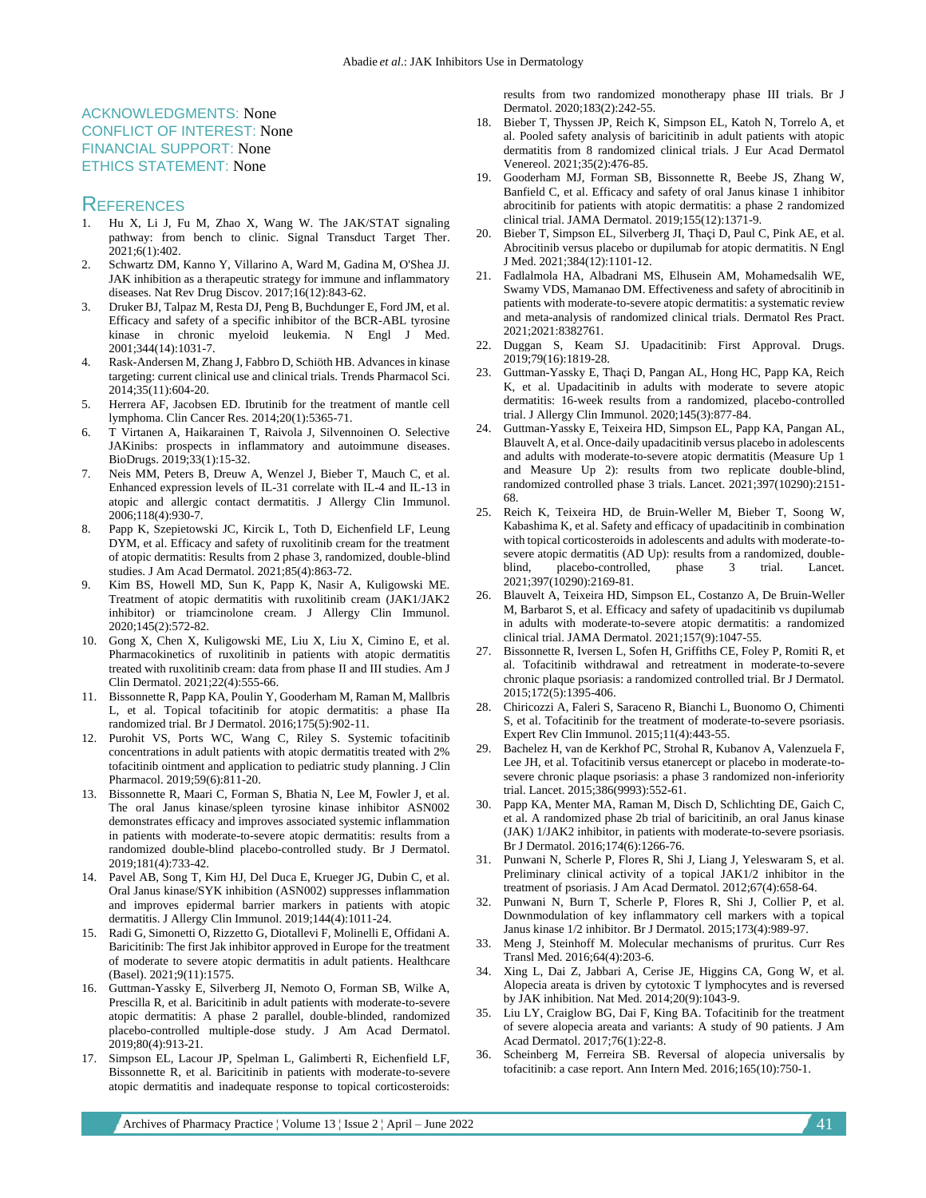ACKNOWLEDGMENTS: None
CONFLICT OF INTEREST: None
FINANCIAL SUPPORT: None
ETHICS STATEMENT: None

## References

1. Hu X, Li J, Fu M, Zhao X, Wang W. The JAK/STAT signaling pathway: from bench to clinic. Signal Transduct Target Ther. 2021;6(1):402.
2. Schwartz DM, Kanno Y, Villarino A, Ward M, Gadina M, O'Shea JJ. JAK inhibition as a therapeutic strategy for immune and inflammatory diseases. Nat Rev Drug Discov. 2017;16(12):843-62.
3. Druker BJ, Talpaz M, Resta DJ, Peng B, Buchdunger E, Ford JM, et al. Efficacy and safety of a specific inhibitor of the BCR-ABL tyrosine kinase in chronic myeloid leukemia. N Engl J Med. 2001;344(14):1031-7.
4. Rask-Andersen M, Zhang J, Fabbro D, Schiöth HB. Advances in kinase targeting: current clinical use and clinical trials. Trends Pharmacol Sci. 2014;35(11):604-20.
5. Herrera AF, Jacobsen ED. Ibrutinib for the treatment of mantle cell lymphoma. Clin Cancer Res. 2014;20(1):5365-71.
6. T Virtanen A, Haikarainen T, Raivola J, Silvennoinen O. Selective JAKinibs: prospects in inflammatory and autoimmune diseases. BioDrugs. 2019;33(1):15-32.
7. Neis MM, Peters B, Dreuw A, Wenzel J, Bieber T, Mauch C, et al. Enhanced expression levels of IL-31 correlate with IL-4 and IL-13 in atopic and allergic contact dermatitis. J Allergy Clin Immunol. 2006;118(4):930-7.
8. Papp K, Szepietowski JC, Kircik L, Toth D, Eichenfield LF, Leung DYM, et al. Efficacy and safety of ruxolitinib cream for the treatment of atopic dermatitis: Results from 2 phase 3, randomized, double-blind studies. J Am Acad Dermatol. 2021;85(4):863-72.
9. Kim BS, Howell MD, Sun K, Papp K, Nasir A, Kuligowski ME. Treatment of atopic dermatitis with ruxolitinib cream (JAK1/JAK2 inhibitor) or triamcinolone cream. J Allergy Clin Immunol. 2020;145(2):572-82.
10. Gong X, Chen X, Kuligowski ME, Liu X, Liu X, Cimino E, et al. Pharmacokinetics of ruxolitinib in patients with atopic dermatitis treated with ruxolitinib cream: data from phase II and III studies. Am J Clin Dermatol. 2021;22(4):555-66.
11. Bissonnette R, Papp KA, Poulin Y, Gooderham M, Raman M, Mallbris L, et al. Topical tofacitinib for atopic dermatitis: a phase IIa randomized trial. Br J Dermatol. 2016;175(5):902-11.
12. Purohit VS, Ports WC, Wang C, Riley S. Systemic tofacitinib concentrations in adult patients with atopic dermatitis treated with 2% tofacitinib ointment and application to pediatric study planning. J Clin Pharmacol. 2019;59(6):811-20.
13. Bissonnette R, Maari C, Forman S, Bhatia N, Lee M, Fowler J, et al. The oral Janus kinase/spleen tyrosine kinase inhibitor ASN002 demonstrates efficacy and improves associated systemic inflammation in patients with moderate-to-severe atopic dermatitis: results from a randomized double-blind placebo-controlled study. Br J Dermatol. 2019;181(4):733-42.
14. Pavel AB, Song T, Kim HJ, Del Duca E, Krueger JG, Dubin C, et al. Oral Janus kinase/SYK inhibition (ASN002) suppresses inflammation and improves epidermal barrier markers in patients with atopic dermatitis. J Allergy Clin Immunol. 2019;144(4):1011-24.
15. Radi G, Simonetti O, Rizzetto G, Diotallevi F, Molinelli E, Offidani A. Baricitinib: The first Jak inhibitor approved in Europe for the treatment of moderate to severe atopic dermatitis in adult patients. Healthcare (Basel). 2021;9(11):1575.
16. Guttman-Yassky E, Silverberg JI, Nemoto O, Forman SB, Wilke A, Prescilla R, et al. Baricitinib in adult patients with moderate-to-severe atopic dermatitis: A phase 2 parallel, double-blinded, randomized placebo-controlled multiple-dose study. J Am Acad Dermatol. 2019;80(4):913-21.
17. Simpson EL, Lacour JP, Spelman L, Galimberti R, Eichenfield LF, Bissonnette R, et al. Baricitinib in patients with moderate-to-severe atopic dermatitis and inadequate response to topical corticosteroids: results from two randomized monotherapy phase III trials. Br J Dermatol. 2020;183(2):242-55.
18. Bieber T, Thyssen JP, Reich K, Simpson EL, Katoh N, Torrelo A, et al. Pooled safety analysis of baricitinib in adult patients with atopic dermatitis from 8 randomized clinical trials. J Eur Acad Dermatol Venereol. 2021;35(2):476-85.
19. Gooderham MJ, Forman SB, Bissonnette R, Beebe JS, Zhang W, Banfield C, et al. Efficacy and safety of oral Janus kinase 1 inhibitor abrocitinib for patients with atopic dermatitis: a phase 2 randomized clinical trial. JAMA Dermatol. 2019;155(12):1371-9.
20. Bieber T, Simpson EL, Silverberg JI, Thaçi D, Paul C, Pink AE, et al. Abrocitinib versus placebo or dupilumab for atopic dermatitis. N Engl J Med. 2021;384(12):1101-12.
21. Fadlalmola HA, Albadrani MS, Elhusein AM, Mohamedsalih WE, Swamy VDS, Mamanao DM. Effectiveness and safety of abrocitinib in patients with moderate-to-severe atopic dermatitis: a systematic review and meta-analysis of randomized clinical trials. Dermatol Res Pract. 2021;2021:8382761.
22. Duggan S, Keam SJ. Upadacitinib: First Approval. Drugs. 2019;79(16):1819-28.
23. Guttman-Yassky E, Thaçi D, Pangan AL, Hong HC, Papp KA, Reich K, et al. Upadacitinib in adults with moderate to severe atopic dermatitis: 16-week results from a randomized, placebo-controlled trial. J Allergy Clin Immunol. 2020;145(3):877-84.
24. Guttman-Yassky E, Teixeira HD, Simpson EL, Papp KA, Pangan AL, Blauvelt A, et al. Once-daily upadacitinib versus placebo in adolescents and adults with moderate-to-severe atopic dermatitis (Measure Up 1 and Measure Up 2): results from two replicate double-blind, randomized controlled phase 3 trials. Lancet. 2021;397(10290):2151-68.
25. Reich K, Teixeira HD, de Bruin-Weller M, Bieber T, Soong W, Kabashima K, et al. Safety and efficacy of upadacitinib in combination with topical corticosteroids in adolescents and adults with moderate-to-severe atopic dermatitis (AD Up): results from a randomized, double-blind, placebo-controlled, phase 3 trial. Lancet. 2021;397(10290):2169-81.
26. Blauvelt A, Teixeira HD, Simpson EL, Costanzo A, De Bruin-Weller M, Barbarot S, et al. Efficacy and safety of upadacitinib vs dupilumab in adults with moderate-to-severe atopic dermatitis: a randomized clinical trial. JAMA Dermatol. 2021;157(9):1047-55.
27. Bissonnette R, Iversen L, Sofen H, Griffiths CE, Foley P, Romiti R, et al. Tofacitinib withdrawal and retreatment in moderate-to-severe chronic plaque psoriasis: a randomized controlled trial. Br J Dermatol. 2015;172(5):1395-406.
28. Chiricozzi A, Faleri S, Saraceno R, Bianchi L, Buonomo O, Chimenti S, et al. Tofacitinib for the treatment of moderate-to-severe psoriasis. Expert Rev Clin Immunol. 2015;11(4):443-55.
29. Bachelez H, van de Kerkhof PC, Strohal R, Kubanov A, Valenzuela F, Lee JH, et al. Tofacitinib versus etanercept or placebo in moderate-to-severe chronic plaque psoriasis: a phase 3 randomized non-inferiority trial. Lancet. 2015;386(9993):552-61.
30. Papp KA, Menter MA, Raman M, Disch D, Schlichting DE, Gaich C, et al. A randomized phase 2b trial of baricitinib, an oral Janus kinase (JAK) 1/JAK2 inhibitor, in patients with moderate-to-severe psoriasis. Br J Dermatol. 2016;174(6):1266-76.
31. Punwani N, Scherle P, Flores R, Shi J, Liang J, Yeleswaram S, et al. Preliminary clinical activity of a topical JAK1/2 inhibitor in the treatment of psoriasis. J Am Acad Dermatol. 2012;67(4):658-64.
32. Punwani N, Burn T, Scherle P, Flores R, Shi J, Collier P, et al. Downmodulation of key inflammatory cell markers with a topical Janus kinase 1/2 inhibitor. Br J Dermatol. 2015;173(4):989-97.
33. Meng J, Steinhoff M. Molecular mechanisms of pruritus. Curr Res Transl Med. 2016;64(4):203-6.
34. Xing L, Dai Z, Jabbari A, Cerise JE, Higgins CA, Gong W, et al. Alopecia areata is driven by cytotoxic T lymphocytes and is reversed by JAK inhibition. Nat Med. 2014;20(9):1043-9.
35. Liu LY, Craiglow BG, Dai F, King BA. Tofacitinib for the treatment of severe alopecia areata and variants: A study of 90 patients. J Am Acad Dermatol. 2017;76(1):22-8.
36. Scheinberg M, Ferreira SB. Reversal of alopecia universalis by tofacitinib: a case report. Ann Intern Med. 2016;165(10):750-1.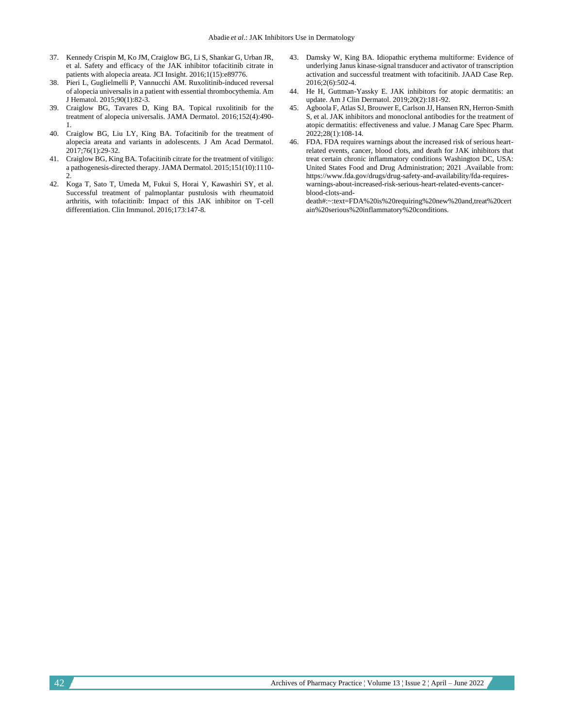37. Kennedy Crispin M, Ko JM, Craiglow BG, Li S, Shankar G, Urban JR, et al. Safety and efficacy of the JAK inhibitor tofacitinib citrate in patients with alopecia areata. JCI Insight. 2016;1(15):e89776.
38. Pieri L, Guglielmelli P, Vannucchi AM. Ruxolitinib-induced reversal of alopecia universalis in a patient with essential thrombocythemia. Am J Hematol. 2015;90(1):82-3.
39. Craiglow BG, Tavares D, King BA. Topical ruxolitinib for the treatment of alopecia universalis. JAMA Dermatol. 2016;152(4):490-1.
40. Craiglow BG, Liu LY, King BA. Tofacitinib for the treatment of alopecia areata and variants in adolescents. J Am Acad Dermatol. 2017;76(1):29-32.
41. Craiglow BG, King BA. Tofacitinib citrate for the treatment of vitiligo: a pathogenesis-directed therapy. JAMA Dermatol. 2015;151(10):1110-2.
42. Koga T, Sato T, Umeda M, Fukui S, Horai Y, Kawashiri SY, et al. Successful treatment of palmoplantar pustulosis with rheumatoid arthritis, with tofacitinib: Impact of this JAK inhibitor on T-cell differentiation. Clin Immunol. 2016;173:147-8.
43. Damsky W, King BA. Idiopathic erythema multiforme: Evidence of underlying Janus kinase-signal transducer and activator of transcription activation and successful treatment with tofacitinib. JAAD Case Rep. 2016;2(6):502-4.
44. He H, Guttman-Yassky E. JAK inhibitors for atopic dermatitis: an update. Am J Clin Dermatol. 2019;20(2):181-92.
45. Agboola F, Atlas SJ, Brouwer E, Carlson JJ, Hansen RN, Herron-Smith S, et al. JAK inhibitors and monoclonal antibodies for the treatment of atopic dermatitis: effectiveness and value. J Manag Care Spec Pharm. 2022;28(1):108-14.
46. FDA. FDA requires warnings about the increased risk of serious heart-related events, cancer, blood clots, and death for JAK inhibitors that treat certain chronic inflammatory conditions Washington DC, USA: United States Food and Drug Administration; 2021 .Available from: https://www.fda.gov/drugs/drug-safety-and-availability/fda-requires-warnings-about-increased-risk-serious-heart-related-events-cancer-blood-clots-and-death#:~:text=FDA%20is%20requiring%20new%20and,treat%20certain%20serious%20inflammatory%20conditions.